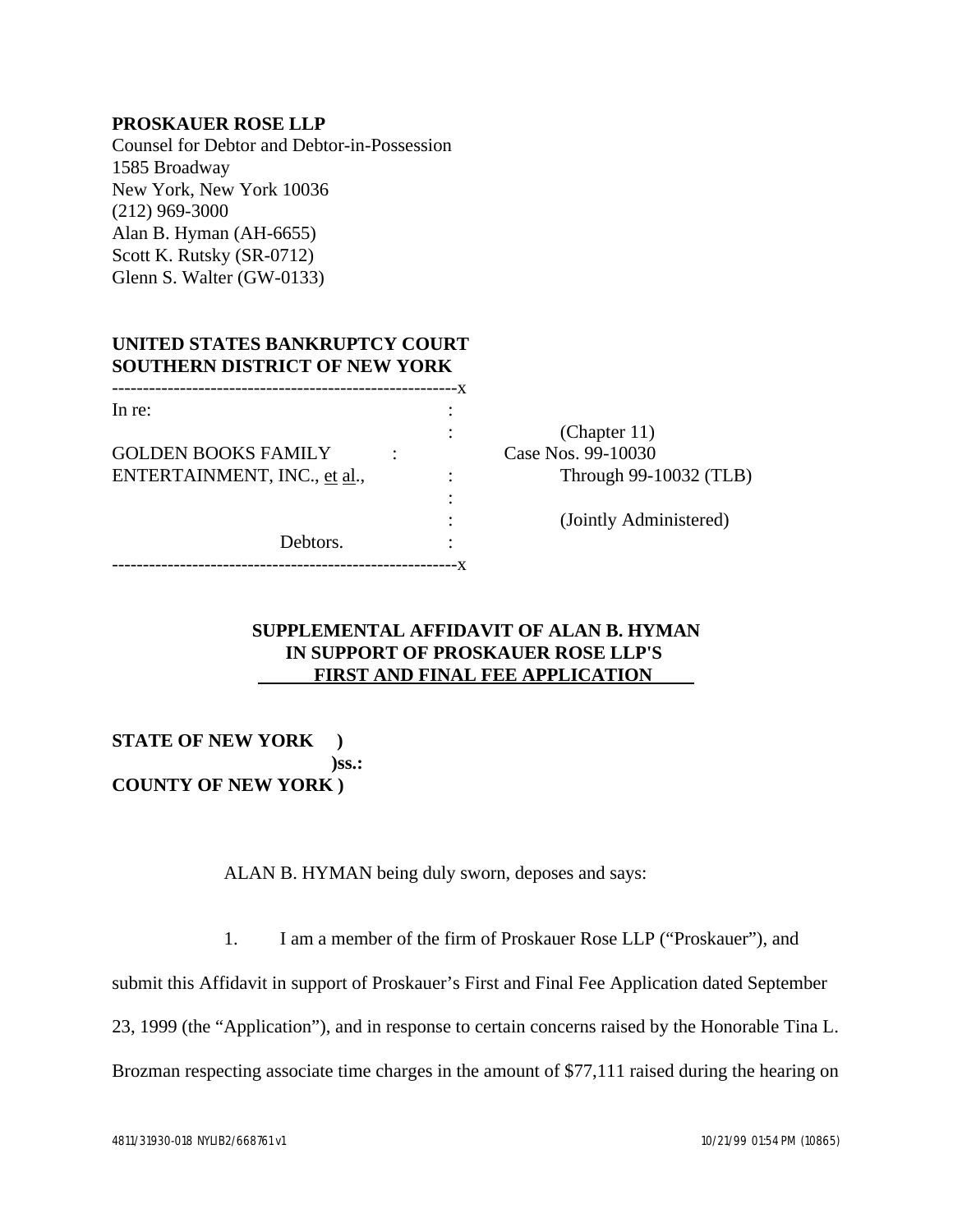**PROSKAUER ROSE LLP**
Counsel for Debtor and Debtor-in-Possession
1585 Broadway
New York, New York 10036
(212) 969-3000
Alan B. Hyman (AH-6655)
Scott K. Rutsky (SR-0712)
Glenn S. Walter (GW-0133)

**UNITED STATES BANKRUPTCY COURT**
**SOUTHERN DISTRICT OF NEW YORK**

| | | |
|---|---|---|
| In re: | : | |
| | : | (Chapter 11) |
| GOLDEN BOOKS FAMILY ENTERTAINMENT, INC., et al., | : | Case Nos. 99-10030 Through 99-10032 (TLB) |
| | : | |
| | : | (Jointly Administered) |
| Debtors. | : | |

**SUPPLEMENTAL AFFIDAVIT OF ALAN B. HYMAN**
**IN SUPPORT OF PROSKAUER ROSE LLP'S**
**FIRST AND FINAL FEE APPLICATION**

**STATE OF NEW YORK )**
**)ss.:**
**COUNTY OF NEW YORK )**

ALAN B. HYMAN being duly sworn, deposes and says:

1. I am a member of the firm of Proskauer Rose LLP ("Proskauer"), and submit this Affidavit in support of Proskauer's First and Final Fee Application dated September 23, 1999 (the "Application"), and in response to certain concerns raised by the Honorable Tina L. Brozman respecting associate time charges in the amount of $77,111 raised during the hearing on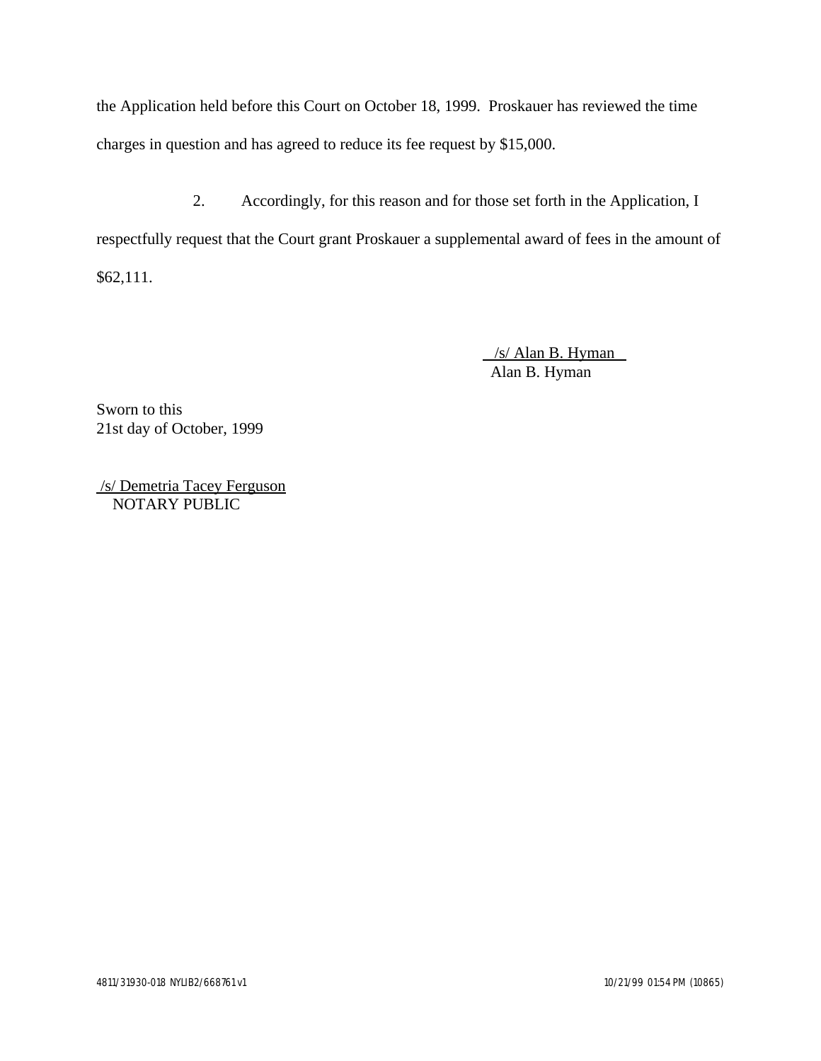the Application held before this Court on October 18, 1999. Proskauer has reviewed the time charges in question and has agreed to reduce its fee request by $15,000.

2. Accordingly, for this reason and for those set forth in the Application, I respectfully request that the Court grant Proskauer a supplemental award of fees in the amount of $62,111.

/s/ Alan B. Hyman
Alan B. Hyman

Sworn to this
21st day of October, 1999

/s/ Demetria Tacey Ferguson
NOTARY PUBLIC

4811/31930-018 NYLIB2/668761 v1 10/21/99 01:54 PM (10865)